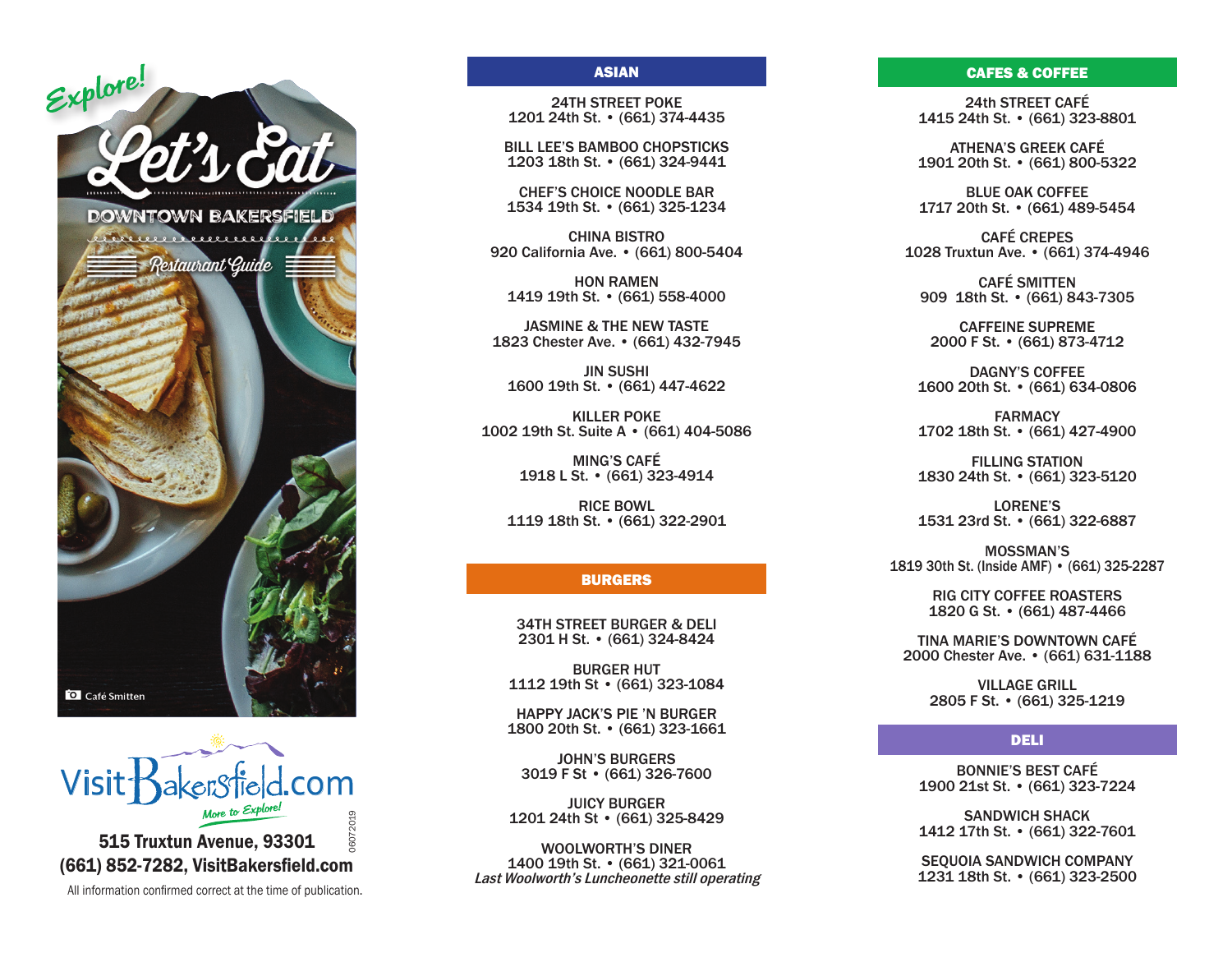Explore!

# Let's Eat

## DOWNTOWN BAKERSFIELD

### Restaurant Guide

Café Smitten

VisitBakersfield.com

More to Explore!

**515 Truxtun Avenue, 93301**

**(661) 852-7282, VisitBakersfield.com**

All information confirmed correct at the time of publication.

06072019

## ASIAN

24TH STREET POKE
1201 24th St. • (661) 374-4435

BILL LEE'S BAMBOO CHOPSTICKS
1203 18th St. • (661) 324-9441

CHEF'S CHOICE NOODLE BAR
1534 19th St. • (661) 325-1234

CHINA BISTRO
920 California Ave. • (661) 800-5404

HON RAMEN
1419 19th St. • (661) 558-4000

JASMINE & THE NEW TASTE
1823 Chester Ave. • (661) 432-7945

JIN SUSHI
1600 19th St. • (661) 447-4622

KILLER POKE
1002 19th St. Suite A • (661) 404-5086

MING'S CAFÉ
1918 L St. • (661) 323-4914

RICE BOWL
1119 18th St. • (661) 322-2901

## BURGERS

34TH STREET BURGER & DELI
2301 H St. • (661) 324-8424

BURGER HUT
1112 19th St • (661) 323-1084

HAPPY JACK'S PIE 'N BURGER
1800 20th St. • (661) 323-1661

JOHN'S BURGERS
3019 F St • (661) 326-7600

JUICY BURGER
1201 24th St • (661) 325-8429

WOOLWORTH'S DINER
1400 19th St. • (661) 321-0061
*Last Woolworth's Luncheonette still operating*

## CAFES & COFFEE

24th STREET CAFÉ
1415 24th St. • (661) 323-8801

ATHENA'S GREEK CAFÉ
1901 20th St. • (661) 800-5322

BLUE OAK COFFEE
1717 20th St. • (661) 489-5454

CAFÉ CREPES
1028 Truxtun Ave. • (661) 374-4946

CAFÉ SMITTEN
909 18th St. • (661) 843-7305

CAFFEINE SUPREME
2000 F St. • (661) 873-4712

DAGNY'S COFFEE
1600 20th St. • (661) 634-0806

FARMACY
1702 18th St. • (661) 427-4900

FILLING STATION
1830 24th St. • (661) 323-5120

LORENE'S
1531 23rd St. • (661) 322-6887

MOSSMAN'S
1819 30th St. (Inside AMF) • (661) 325-2287

RIG CITY COFFEE ROASTERS
1820 G St. • (661) 487-4466

TINA MARIE'S DOWNTOWN CAFÉ
2000 Chester Ave. • (661) 631-1188

VILLAGE GRILL
2805 F St. • (661) 325-1219

## DELI

BONNIE'S BEST CAFÉ
1900 21st St. • (661) 323-7224

SANDWICH SHACK
1412 17th St. • (661) 322-7601

SEQUOIA SANDWICH COMPANY
1231 18th St. • (661) 323-2500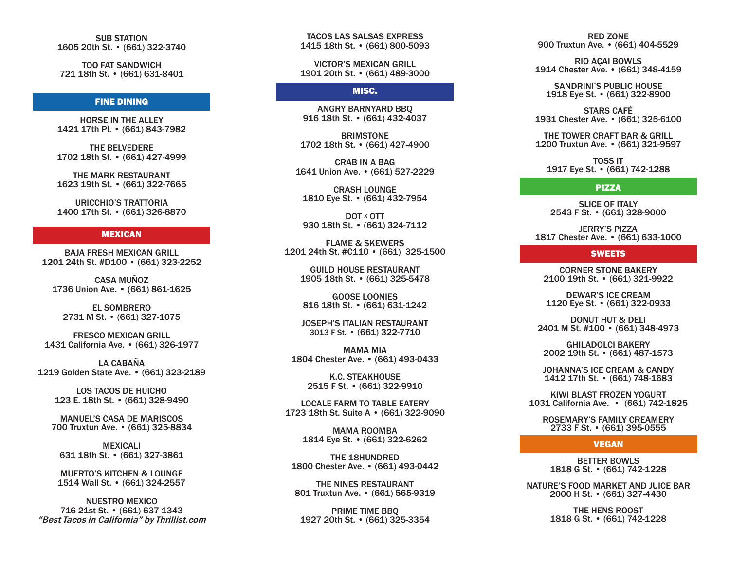SUB STATION
1605 20th St. • (661) 322-3740

TOO FAT SANDWICH
721 18th St. • (661) 631-8401

## FINE DINING

HORSE IN THE ALLEY
1421 17th Pl. • (661) 843-7982

THE BELVEDERE
1702 18th St. • (661) 427-4999

THE MARK RESTAURANT
1623 19th St. • (661) 322-7665

URICCHIO'S TRATTORIA
1400 17th St. • (661) 326-8870

## MEXICAN

BAJA FRESH MEXICAN GRILL
1201 24th St. #D100 • (661) 323-2252

CASA MUÑOZ
1736 Union Ave. • (661) 861-1625

EL SOMBRERO
2731 M St. • (661) 327-1075

FRESCO MEXICAN GRILL
1431 California Ave. • (661) 326-1977

LA CABAÑA
1219 Golden State Ave. • (661) 323-2189

LOS TACOS DE HUICHO
123 E. 18th St. • (661) 328-9490

MANUEL'S CASA DE MARISCOS
700 Truxtun Ave. • (661) 325-8834

MEXICALI
631 18th St. • (661) 327-3861

MUERTO'S KITCHEN & LOUNGE
1514 Wall St. • (661) 324-2557

NUESTRO MEXICO
716 21st St. • (661) 637-1343
*"Best Tacos in California" by Thrillist.com*

TACOS LAS SALSAS EXPRESS
1415 18th St. • (661) 800-5093

VICTOR'S MEXICAN GRILL
1901 20th St. • (661) 489-3000

## MISC.

ANGRY BARNYARD BBQ
916 18th St. • (661) 432-4037

BRIMSTONE
1702 18th St. • (661) 427-4900

CRAB IN A BAG
1641 Union Ave. • (661) 527-2229

CRASH LOUNGE
1810 Eye St. • (661) 432-7954

DOT x OTT
930 18th St. • (661) 324-7112

FLAME & SKEWERS
1201 24th St. #C110 • (661) 325-1500

GUILD HOUSE RESTAURANT
1905 18th St. • (661) 325-5478

GOOSE LOONIES
816 18th St. • (661) 631-1242

JOSEPH'S ITALIAN RESTAURANT
3013 F St. • (661) 322-7710

MAMA MIA
1804 Chester Ave. • (661) 493-0433

K.C. STEAKHOUSE
2515 F St. • (661) 322-9910

LOCALE FARM TO TABLE EATERY
1723 18th St. Suite A • (661) 322-9090

MAMA ROOMBA
1814 Eye St. • (661) 322-6262

THE 18HUNDRED
1800 Chester Ave. • (661) 493-0442

THE NINES RESTAURANT
801 Truxtun Ave. • (661) 565-9319

PRIME TIME BBQ
1927 20th St. • (661) 325-3354

RED ZONE
900 Truxtun Ave. • (661) 404-5529

RIO AÇAI BOWLS
1914 Chester Ave. • (661) 348-4159

SANDRINI'S PUBLIC HOUSE
1918 Eye St. • (661) 322-8900

STARS CAFÉ
1931 Chester Ave. • (661) 325-6100

THE TOWER CRAFT BAR & GRILL
1200 Truxtun Ave. • (661) 321-9597

TOSS IT
1917 Eye St. • (661) 742-1288

## PIZZA

SLICE OF ITALY
2543 F St. • (661) 328-9000

JERRY'S PIZZA
1817 Chester Ave. • (661) 633-1000

## SWEETS

CORNER STONE BAKERY
2100 19th St. • (661) 321-9922

DEWAR'S ICE CREAM
1120 Eye St. • (661) 322-0933

DONUT HUT & DELI
2401 M St. #100 • (661) 348-4973

GHILADOLCI BAKERY
2002 19th St. • (661) 487-1573

JOHANNA'S ICE CREAM & CANDY
1412 17th St. • (661) 748-1683

KIWI BLAST FROZEN YOGURT
1031 California Ave. • (661) 742-1825

ROSEMARY'S FAMILY CREAMERY
2733 F St. • (661) 395-0555

## VEGAN

BETTER BOWLS
1818 G St. • (661) 742-1228

NATURE'S FOOD MARKET AND JUICE BAR
2000 H St. • (661) 327-4430

THE HENS ROOST
1818 G St. • (661) 742-1228